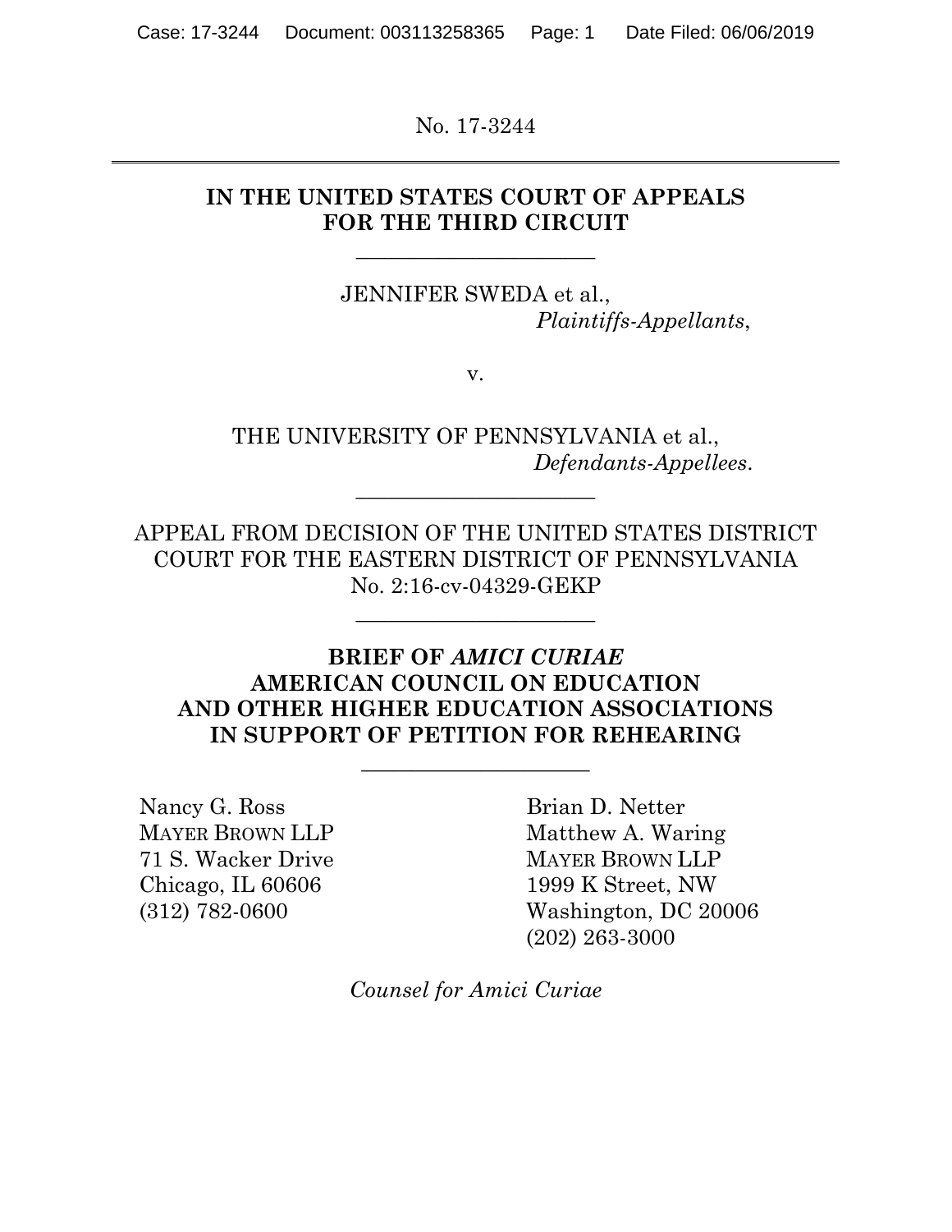No. 17-3244

---

**IN THE UNITED STATES COURT OF APPEALS**
**FOR THE THIRD CIRCUIT**

---

JENNIFER SWEDA et al.,
*Plaintiffs-Appellants*,

v.

THE UNIVERSITY OF PENNSYLVANIA et al.,
*Defendants-Appellees*.

---

APPEAL FROM DECISION OF THE UNITED STATES DISTRICT COURT FOR THE EASTERN DISTRICT OF PENNSYLVANIA
No. 2:16-cv-04329-GEKP

---

**BRIEF OF *AMICI CURIAE***
**AMERICAN COUNCIL ON EDUCATION**
**AND OTHER HIGHER EDUCATION ASSOCIATIONS**
**IN SUPPORT OF PETITION FOR REHEARING**

---

Nancy G. Ross
MAYER BROWN LLP
71 S. Wacker Drive
Chicago, IL 60606
(312) 782-0600

Brian D. Netter
Matthew A. Waring
MAYER BROWN LLP
1999 K Street, NW
Washington, DC 20006
(202) 263-3000

*Counsel for Amici Curiae*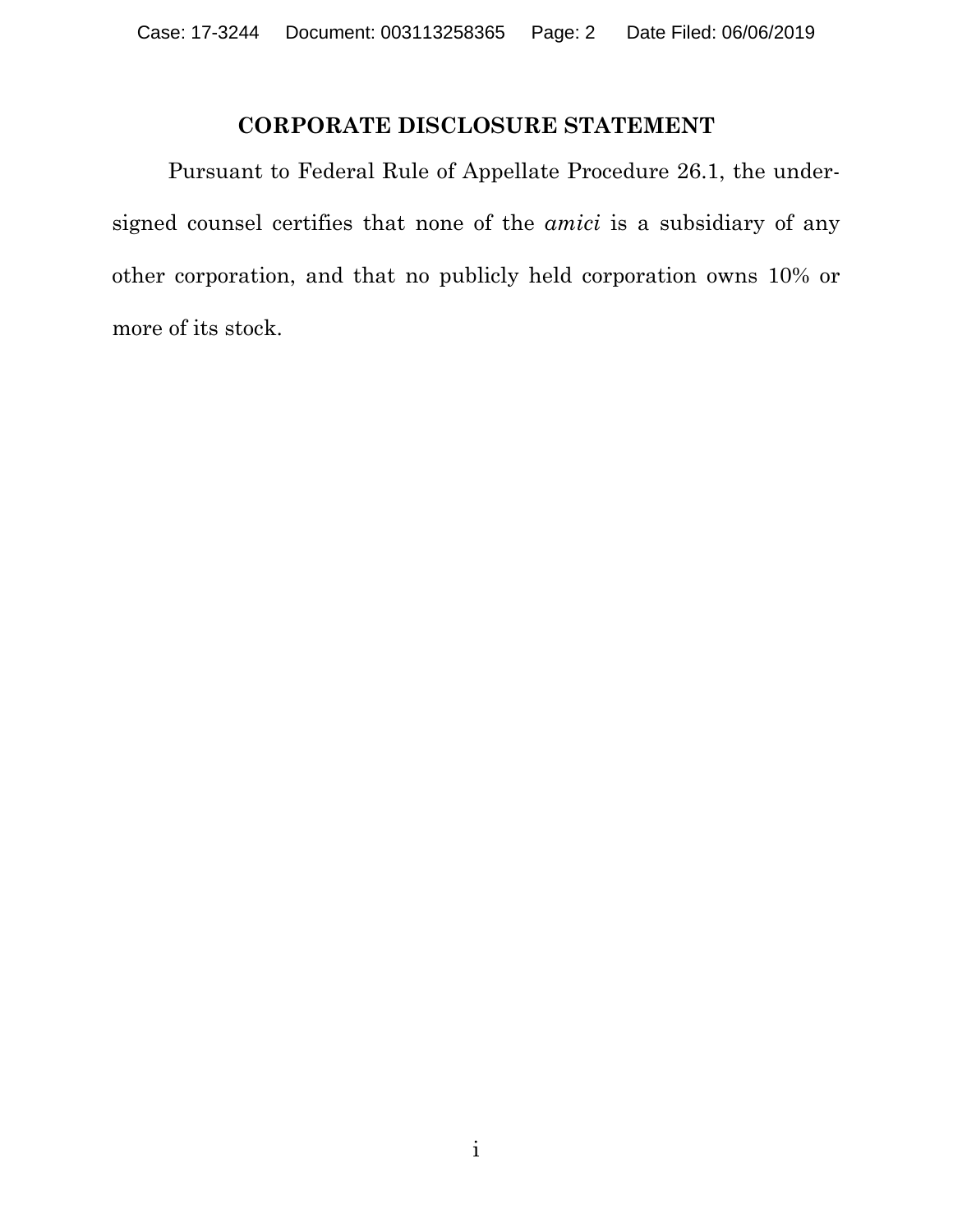## CORPORATE DISCLOSURE STATEMENT

Pursuant to Federal Rule of Appellate Procedure 26.1, the undersigned counsel certifies that none of the *amici* is a subsidiary of any other corporation, and that no publicly held corporation owns 10% or more of its stock.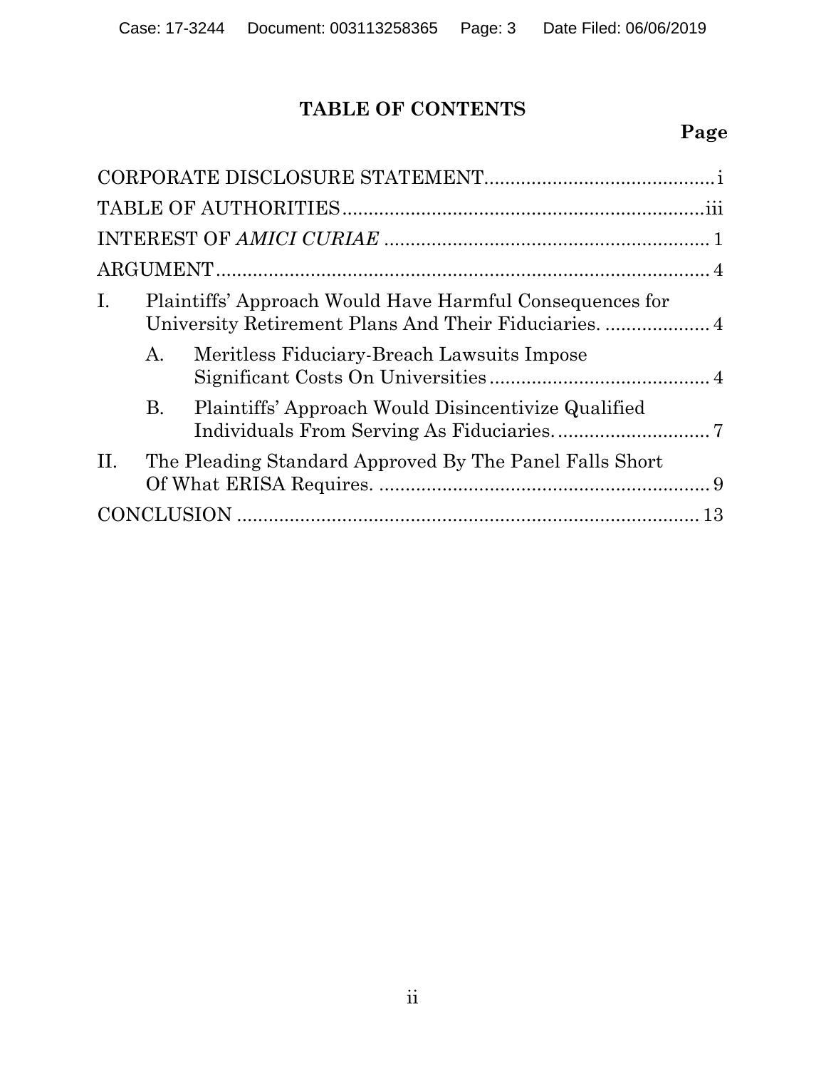# TABLE OF CONTENTS

| | Page |
|---|---|
| CORPORATE DISCLOSURE STATEMENT | i |
| TABLE OF AUTHORITIES | iii |
| INTEREST OF *AMICI CURIAE* | 1 |
| ARGUMENT | 4 |
| I. Plaintiffs' Approach Would Have Harmful Consequences for University Retirement Plans And Their Fiduciaries. | 4 |
| A. Meritless Fiduciary-Breach Lawsuits Impose Significant Costs On Universities | 4 |
| B. Plaintiffs' Approach Would Disincentivize Qualified Individuals From Serving As Fiduciaries. | 7 |
| II. The Pleading Standard Approved By The Panel Falls Short Of What ERISA Requires. | 9 |
| CONCLUSION | 13 |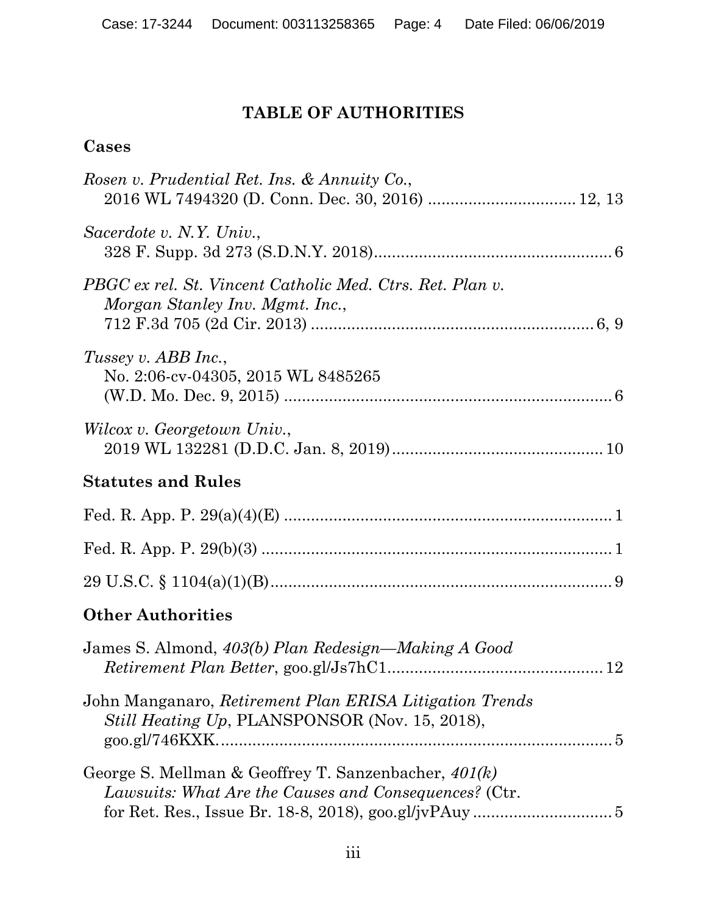# TABLE OF AUTHORITIES

## Cases

*Rosen v. Prudential Ret. Ins. & Annuity Co.*, 2016 WL 7494320 (D. Conn. Dec. 30, 2016) ................................ 12, 13

*Sacerdote v. N.Y. Univ.*, 328 F. Supp. 3d 273 (S.D.N.Y. 2018)..................................................... 6

*PBGC ex rel. St. Vincent Catholic Med. Ctrs. Ret. Plan v. Morgan Stanley Inv. Mgmt. Inc.*, 712 F.3d 705 (2d Cir. 2013) ............................................................... 6, 9

*Tussey v. ABB Inc.*, No. 2:06-cv-04305, 2015 WL 8485265 (W.D. Mo. Dec. 9, 2015) ......................................................................... 6

*Wilcox v. Georgetown Univ.*, 2019 WL 132281 (D.D.C. Jan. 8, 2019)............................................... 10

## Statutes and Rules

Fed. R. App. P. 29(a)(4)(E) ......................................................................... 1

Fed. R. App. P. 29(b)(3) .............................................................................. 1

29 U.S.C. § 1104(a)(1)(B)............................................................................ 9

## Other Authorities

James S. Almond, *403(b) Plan Redesign—Making A Good Retirement Plan Better*, goo.gl/Js7hC1................................................ 12

John Manganaro, *Retirement Plan ERISA Litigation Trends Still Heating Up*, PLANSPONSOR (Nov. 15, 2018), goo.gl/746KXK......................................................................................... 5

George S. Mellman & Geoffrey T. Sanzenbacher, *401(k) Lawsuits: What Are the Causes and Consequences?* (Ctr. for Ret. Res., Issue Br. 18-8, 2018), goo.gl/jvPAuy ............................... 5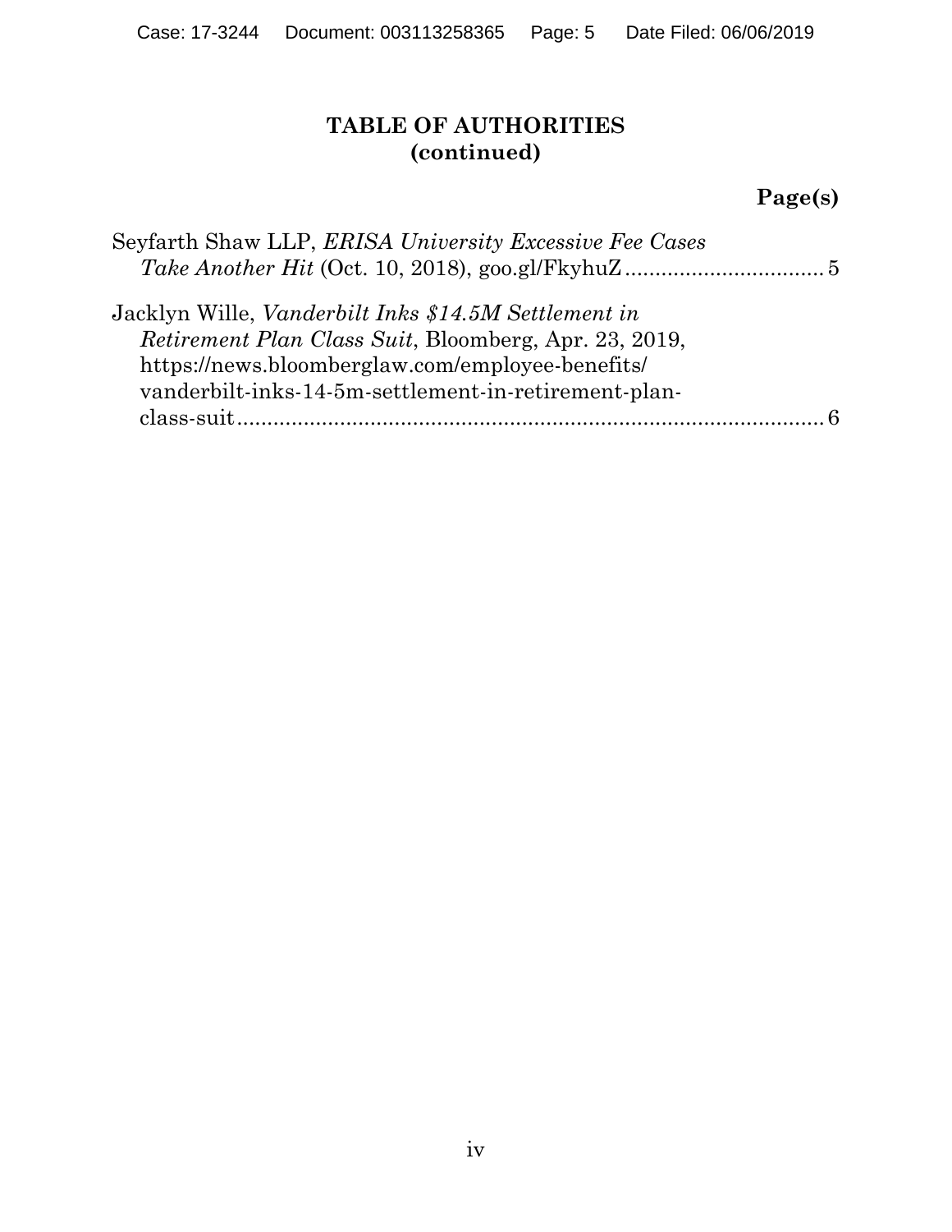# TABLE OF AUTHORITIES
## (continued)

**Page(s)**

Seyfarth Shaw LLP, *ERISA University Excessive Fee Cases Take Another Hit* (Oct. 10, 2018), goo.gl/FkyhuZ ................................. 5

Jacklyn Wille, *Vanderbilt Inks $14.5M Settlement in Retirement Plan Class Suit*, Bloomberg, Apr. 23, 2019, https://news.bloomberglaw.com/employee-benefits/vanderbilt-inks-14-5m-settlement-in-retirement-plan-class-suit ........................................................................................ 6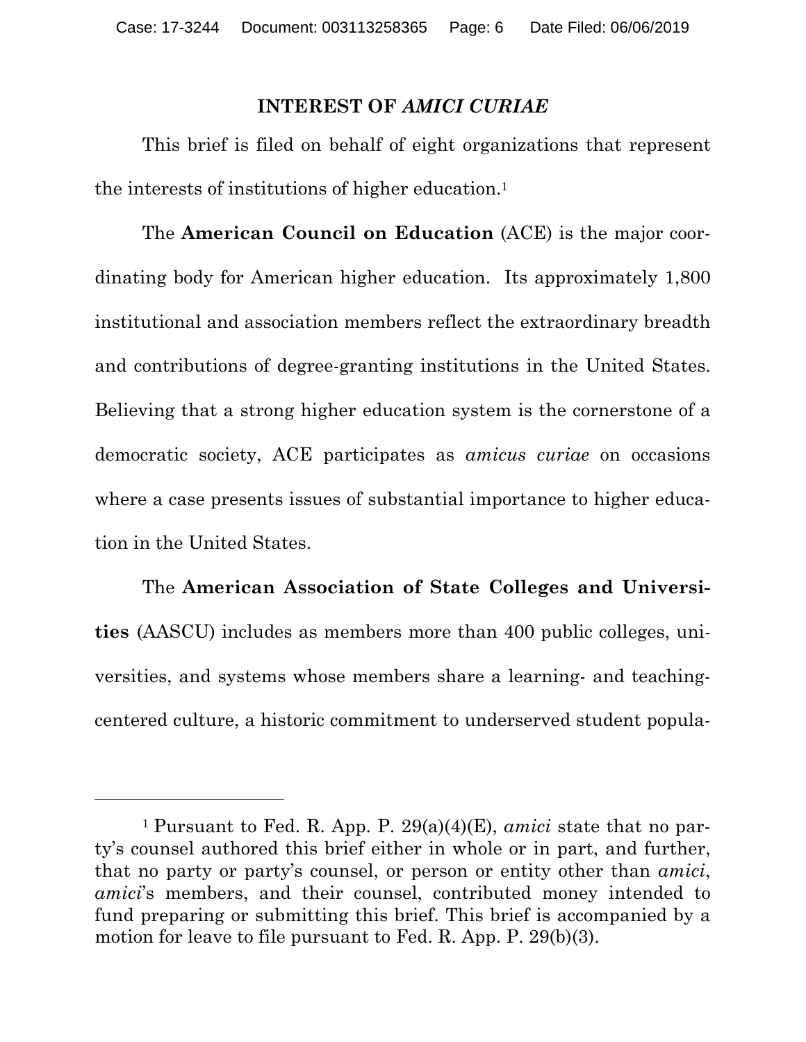## INTEREST OF *AMICI CURIAE*

This brief is filed on behalf of eight organizations that represent the interests of institutions of higher education.[1]

The **American Council on Education** (ACE) is the major coordinating body for American higher education. Its approximately 1,800 institutional and association members reflect the extraordinary breadth and contributions of degree-granting institutions in the United States. Believing that a strong higher education system is the cornerstone of a democratic society, ACE participates as *amicus curiae* on occasions where a case presents issues of substantial importance to higher education in the United States.

The **American Association of State Colleges and Universities** (AASCU) includes as members more than 400 public colleges, universities, and systems whose members share a learning- and teaching-centered culture, a historic commitment to underserved student popula-

---

[1] Pursuant to Fed. R. App. P. 29(a)(4)(E), *amici* state that no party's counsel authored this brief either in whole or in part, and further, that no party or party's counsel, or person or entity other than *amici*, *amici*'s members, and their counsel, contributed money intended to fund preparing or submitting this brief. This brief is accompanied by a motion for leave to file pursuant to Fed. R. App. P. 29(b)(3).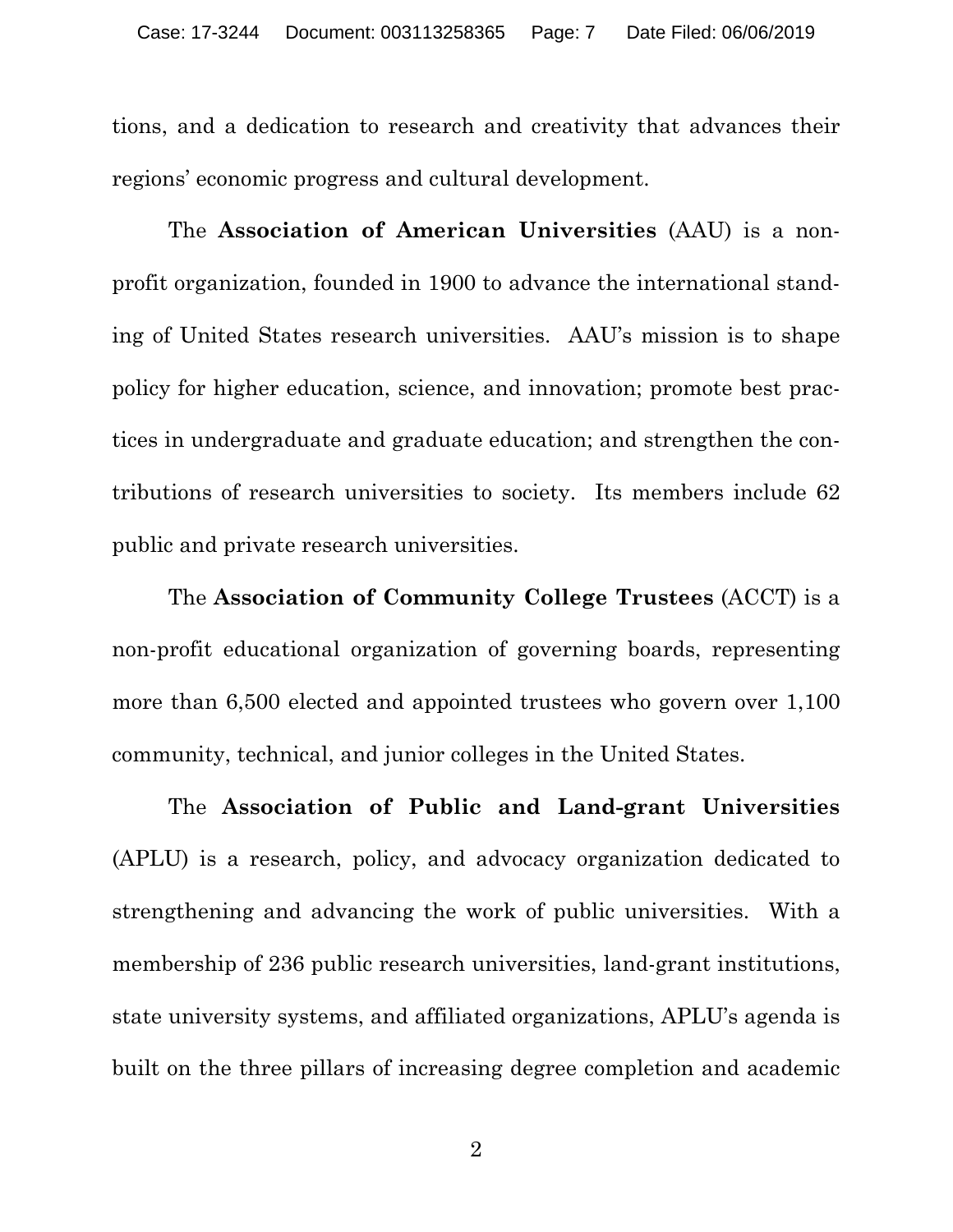tions, and a dedication to research and creativity that advances their regions' economic progress and cultural development.

The **Association of American Universities** (AAU) is a non-profit organization, founded in 1900 to advance the international standing of United States research universities. AAU's mission is to shape policy for higher education, science, and innovation; promote best practices in undergraduate and graduate education; and strengthen the contributions of research universities to society. Its members include 62 public and private research universities.

The **Association of Community College Trustees** (ACCT) is a non-profit educational organization of governing boards, representing more than 6,500 elected and appointed trustees who govern over 1,100 community, technical, and junior colleges in the United States.

The **Association of Public and Land-grant Universities** (APLU) is a research, policy, and advocacy organization dedicated to strengthening and advancing the work of public universities. With a membership of 236 public research universities, land-grant institutions, state university systems, and affiliated organizations, APLU's agenda is built on the three pillars of increasing degree completion and academic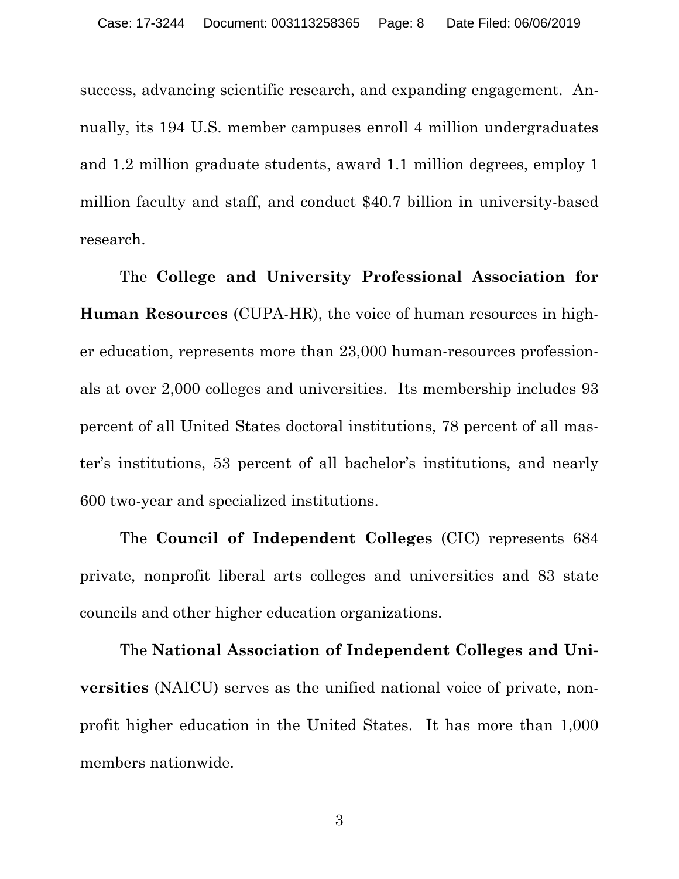success, advancing scientific research, and expanding engagement. Annually, its 194 U.S. member campuses enroll 4 million undergraduates and 1.2 million graduate students, award 1.1 million degrees, employ 1 million faculty and staff, and conduct $40.7 billion in university-based research.

The **College and University Professional Association for Human Resources** (CUPA-HR), the voice of human resources in higher education, represents more than 23,000 human-resources professionals at over 2,000 colleges and universities. Its membership includes 93 percent of all United States doctoral institutions, 78 percent of all master's institutions, 53 percent of all bachelor's institutions, and nearly 600 two-year and specialized institutions.

The **Council of Independent Colleges** (CIC) represents 684 private, nonprofit liberal arts colleges and universities and 83 state councils and other higher education organizations.

The **National Association of Independent Colleges and Universities** (NAICU) serves as the unified national voice of private, nonprofit higher education in the United States. It has more than 1,000 members nationwide.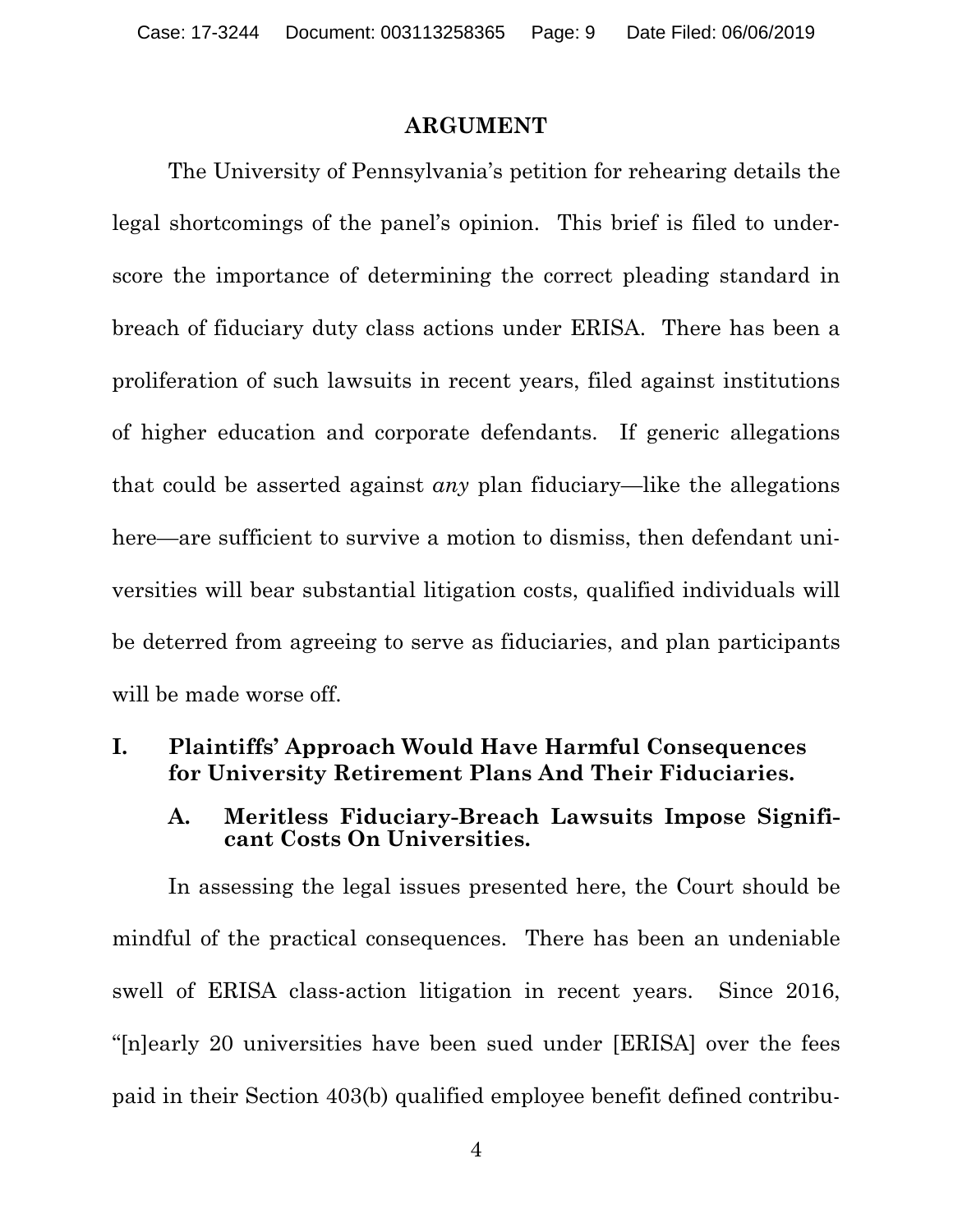## ARGUMENT

The University of Pennsylvania's petition for rehearing details the legal shortcomings of the panel's opinion. This brief is filed to underscore the importance of determining the correct pleading standard in breach of fiduciary duty class actions under ERISA. There has been a proliferation of such lawsuits in recent years, filed against institutions of higher education and corporate defendants. If generic allegations that could be asserted against *any* plan fiduciary—like the allegations here—are sufficient to survive a motion to dismiss, then defendant universities will bear substantial litigation costs, qualified individuals will be deterred from agreeing to serve as fiduciaries, and plan participants will be made worse off.

### I. Plaintiffs' Approach Would Have Harmful Consequences for University Retirement Plans And Their Fiduciaries.

#### A. Meritless Fiduciary-Breach Lawsuits Impose Significant Costs On Universities.

In assessing the legal issues presented here, the Court should be mindful of the practical consequences. There has been an undeniable swell of ERISA class-action litigation in recent years. Since 2016, "[n]early 20 universities have been sued under [ERISA] over the fees paid in their Section 403(b) qualified employee benefit defined contribu-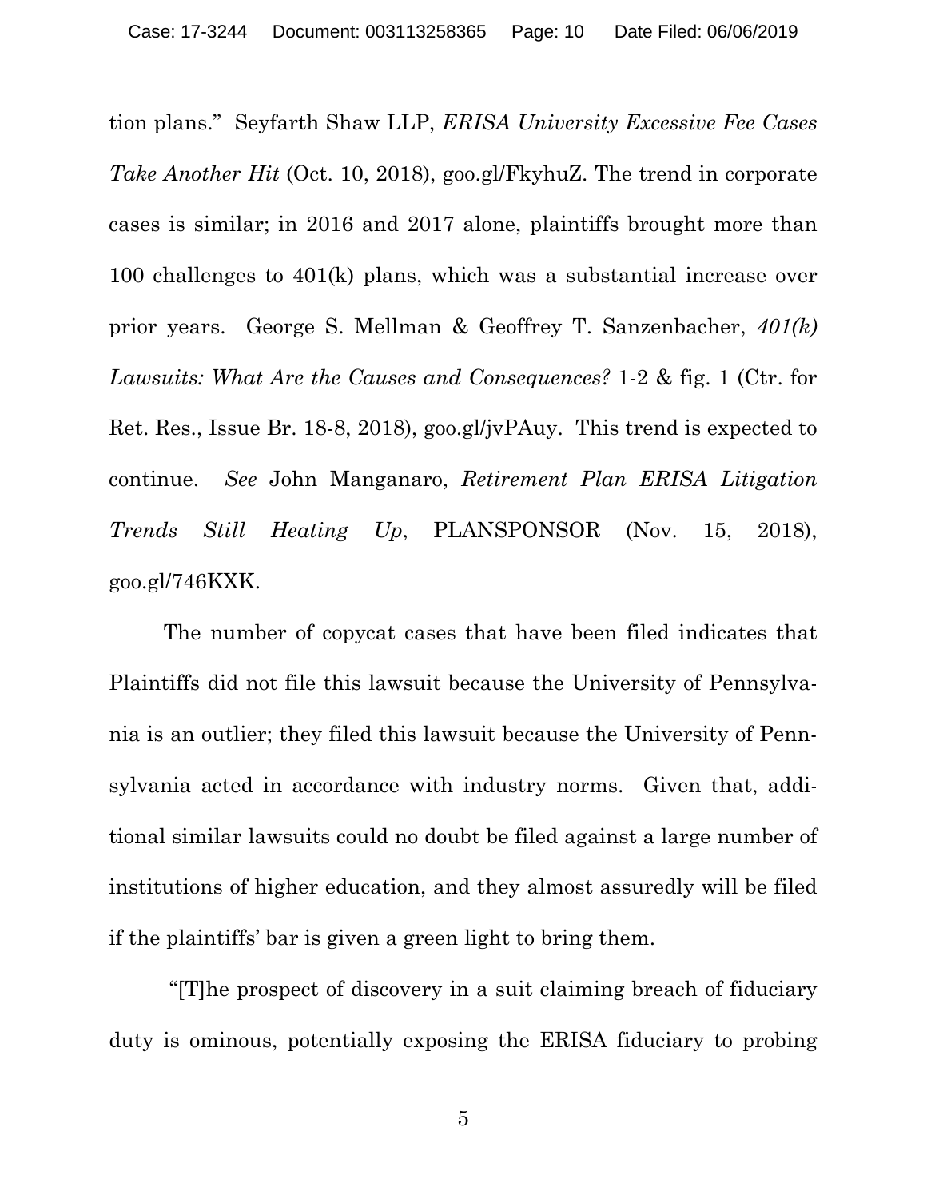tion plans." Seyfarth Shaw LLP, *ERISA University Excessive Fee Cases Take Another Hit* (Oct. 10, 2018), goo.gl/FkyhuZ. The trend in corporate cases is similar; in 2016 and 2017 alone, plaintiffs brought more than 100 challenges to 401(k) plans, which was a substantial increase over prior years. George S. Mellman & Geoffrey T. Sanzenbacher, *401(k) Lawsuits: What Are the Causes and Consequences?* 1-2 & fig. 1 (Ctr. for Ret. Res., Issue Br. 18-8, 2018), goo.gl/jvPAuy. This trend is expected to continue. *See* John Manganaro, *Retirement Plan ERISA Litigation Trends Still Heating Up*, PLANSPONSOR (Nov. 15, 2018), goo.gl/746KXK.

The number of copycat cases that have been filed indicates that Plaintiffs did not file this lawsuit because the University of Pennsylvania is an outlier; they filed this lawsuit because the University of Pennsylvania acted in accordance with industry norms. Given that, additional similar lawsuits could no doubt be filed against a large number of institutions of higher education, and they almost assuredly will be filed if the plaintiffs' bar is given a green light to bring them.

"[T]he prospect of discovery in a suit claiming breach of fiduciary duty is ominous, potentially exposing the ERISA fiduciary to probing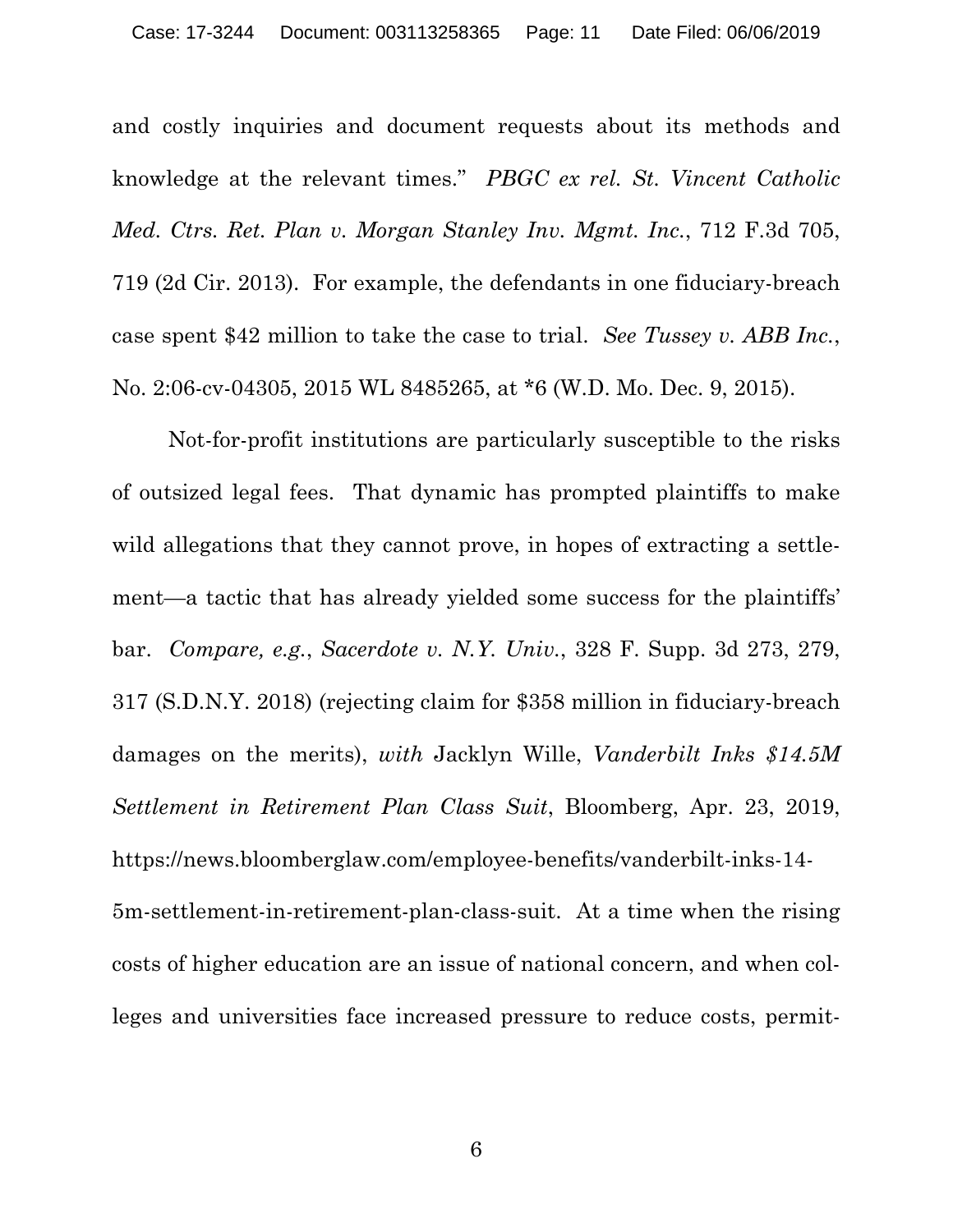and costly inquiries and document requests about its methods and knowledge at the relevant times." *PBGC ex rel. St. Vincent Catholic Med. Ctrs. Ret. Plan v. Morgan Stanley Inv. Mgmt. Inc.*, 712 F.3d 705, 719 (2d Cir. 2013). For example, the defendants in one fiduciary-breach case spent $42 million to take the case to trial. *See Tussey v. ABB Inc.*, No. 2:06-cv-04305, 2015 WL 8485265, at *6 (W.D. Mo. Dec. 9, 2015).

Not-for-profit institutions are particularly susceptible to the risks of outsized legal fees. That dynamic has prompted plaintiffs to make wild allegations that they cannot prove, in hopes of extracting a settlement—a tactic that has already yielded some success for the plaintiffs' bar. *Compare, e.g.*, *Sacerdote v. N.Y. Univ.*, 328 F. Supp. 3d 273, 279, 317 (S.D.N.Y. 2018) (rejecting claim for $358 million in fiduciary-breach damages on the merits), *with* Jacklyn Wille, *Vanderbilt Inks $14.5M Settlement in Retirement Plan Class Suit*, Bloomberg, Apr. 23, 2019, https://news.bloomberglaw.com/employee-benefits/vanderbilt-inks-14-5m-settlement-in-retirement-plan-class-suit. At a time when the rising costs of higher education are an issue of national concern, and when colleges and universities face increased pressure to reduce costs, permit-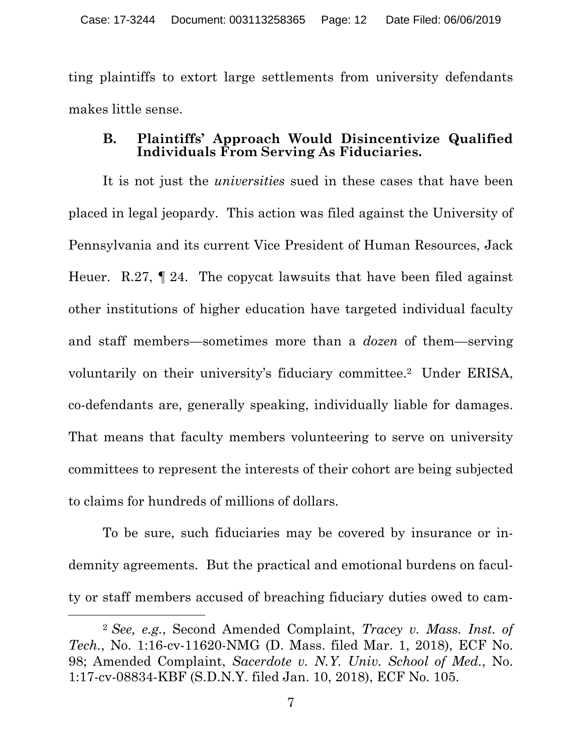ting plaintiffs to extort large settlements from university defendants makes little sense.

### B. Plaintiffs' Approach Would Disincentivize Qualified Individuals From Serving As Fiduciaries.

It is not just the *universities* sued in these cases that have been placed in legal jeopardy. This action was filed against the University of Pennsylvania and its current Vice President of Human Resources, Jack Heuer. R.27, ¶ 24. The copycat lawsuits that have been filed against other institutions of higher education have targeted individual faculty and staff members—sometimes more than a *dozen* of them—serving voluntarily on their university's fiduciary committee.[2] Under ERISA, co-defendants are, generally speaking, individually liable for damages. That means that faculty members volunteering to serve on university committees to represent the interests of their cohort are being subjected to claims for hundreds of millions of dollars.

To be sure, such fiduciaries may be covered by insurance or indemnity agreements. But the practical and emotional burdens on faculty or staff members accused of breaching fiduciary duties owed to cam-

---

[2] *See, e.g.*, Second Amended Complaint, *Tracey v. Mass. Inst. of Tech.*, No. 1:16-cv-11620-NMG (D. Mass. filed Mar. 1, 2018), ECF No. 98; Amended Complaint, *Sacerdote v. N.Y. Univ. School of Med.*, No. 1:17-cv-08834-KBF (S.D.N.Y. filed Jan. 10, 2018), ECF No. 105.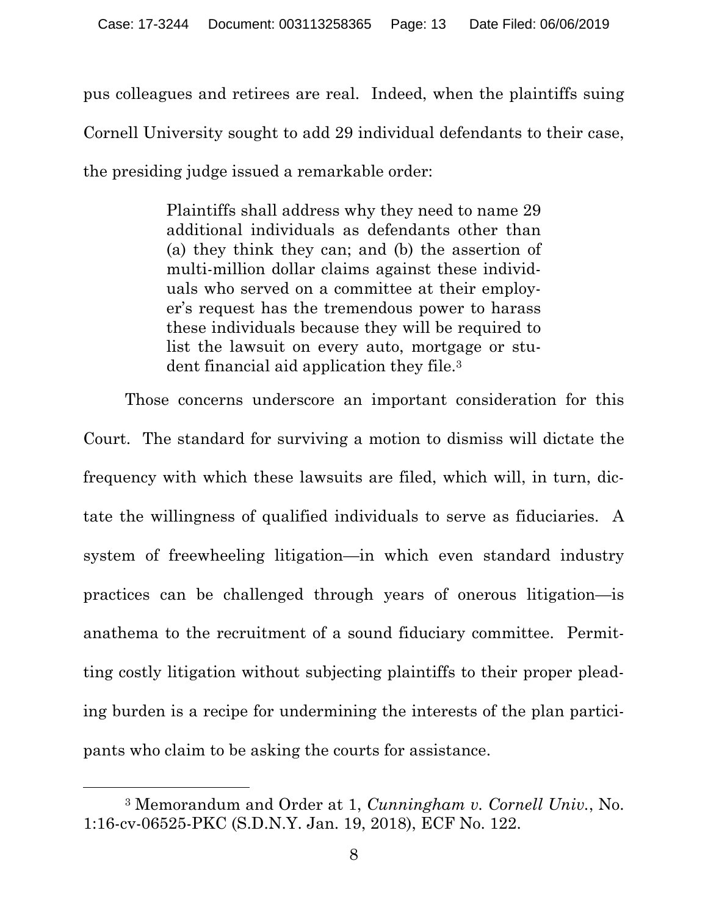pus colleagues and retirees are real. Indeed, when the plaintiffs suing Cornell University sought to add 29 individual defendants to their case, the presiding judge issued a remarkable order:

> Plaintiffs shall address why they need to name 29 additional individuals as defendants other than (a) they think they can; and (b) the assertion of multi-million dollar claims against these individuals who served on a committee at their employer's request has the tremendous power to harass these individuals because they will be required to list the lawsuit on every auto, mortgage or student financial aid application they file.[3]

Those concerns underscore an important consideration for this Court. The standard for surviving a motion to dismiss will dictate the frequency with which these lawsuits are filed, which will, in turn, dictate the willingness of qualified individuals to serve as fiduciaries. A system of freewheeling litigation—in which even standard industry practices can be challenged through years of onerous litigation—is anathema to the recruitment of a sound fiduciary committee. Permitting costly litigation without subjecting plaintiffs to their proper pleading burden is a recipe for undermining the interests of the plan participants who claim to be asking the courts for assistance.

---

[3] Memorandum and Order at 1, *Cunningham v. Cornell Univ.*, No. 1:16-cv-06525-PKC (S.D.N.Y. Jan. 19, 2018), ECF No. 122.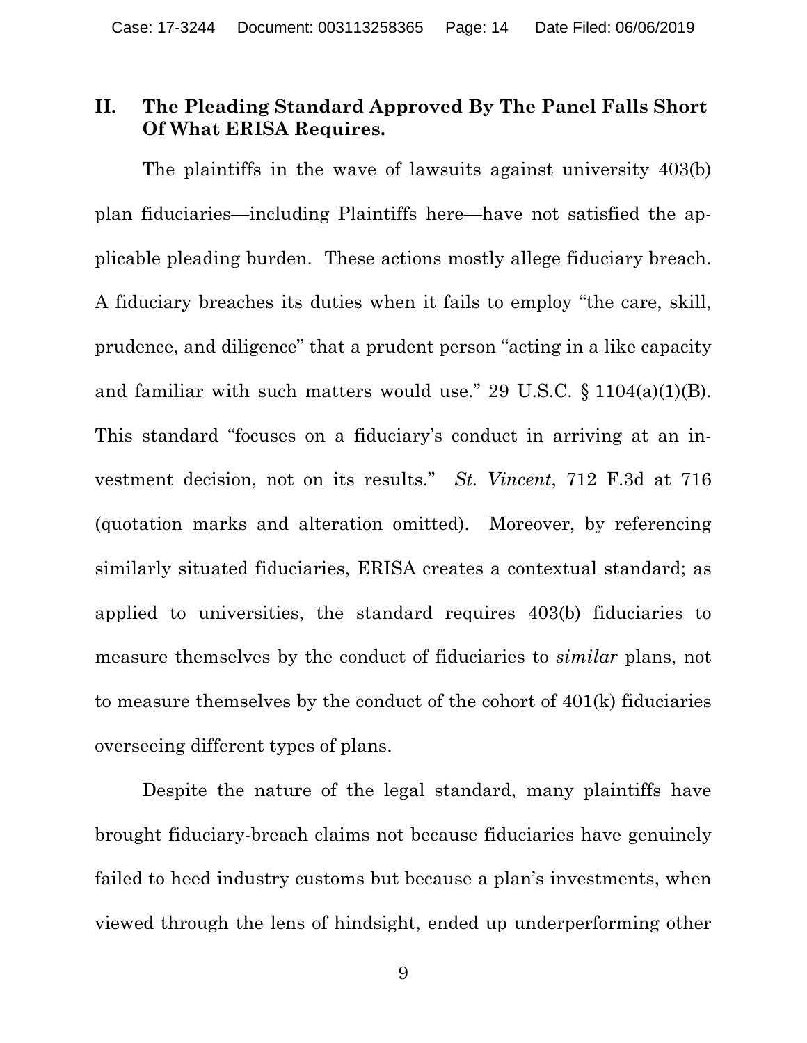## II. The Pleading Standard Approved By The Panel Falls Short Of What ERISA Requires.

The plaintiffs in the wave of lawsuits against university 403(b) plan fiduciaries—including Plaintiffs here—have not satisfied the applicable pleading burden. These actions mostly allege fiduciary breach. A fiduciary breaches its duties when it fails to employ "the care, skill, prudence, and diligence" that a prudent person "acting in a like capacity and familiar with such matters would use." 29 U.S.C. § 1104(a)(1)(B). This standard "focuses on a fiduciary's conduct in arriving at an investment decision, not on its results." *St. Vincent*, 712 F.3d at 716 (quotation marks and alteration omitted). Moreover, by referencing similarly situated fiduciaries, ERISA creates a contextual standard; as applied to universities, the standard requires 403(b) fiduciaries to measure themselves by the conduct of fiduciaries to *similar* plans, not to measure themselves by the conduct of the cohort of 401(k) fiduciaries overseeing different types of plans.

Despite the nature of the legal standard, many plaintiffs have brought fiduciary-breach claims not because fiduciaries have genuinely failed to heed industry customs but because a plan's investments, when viewed through the lens of hindsight, ended up underperforming other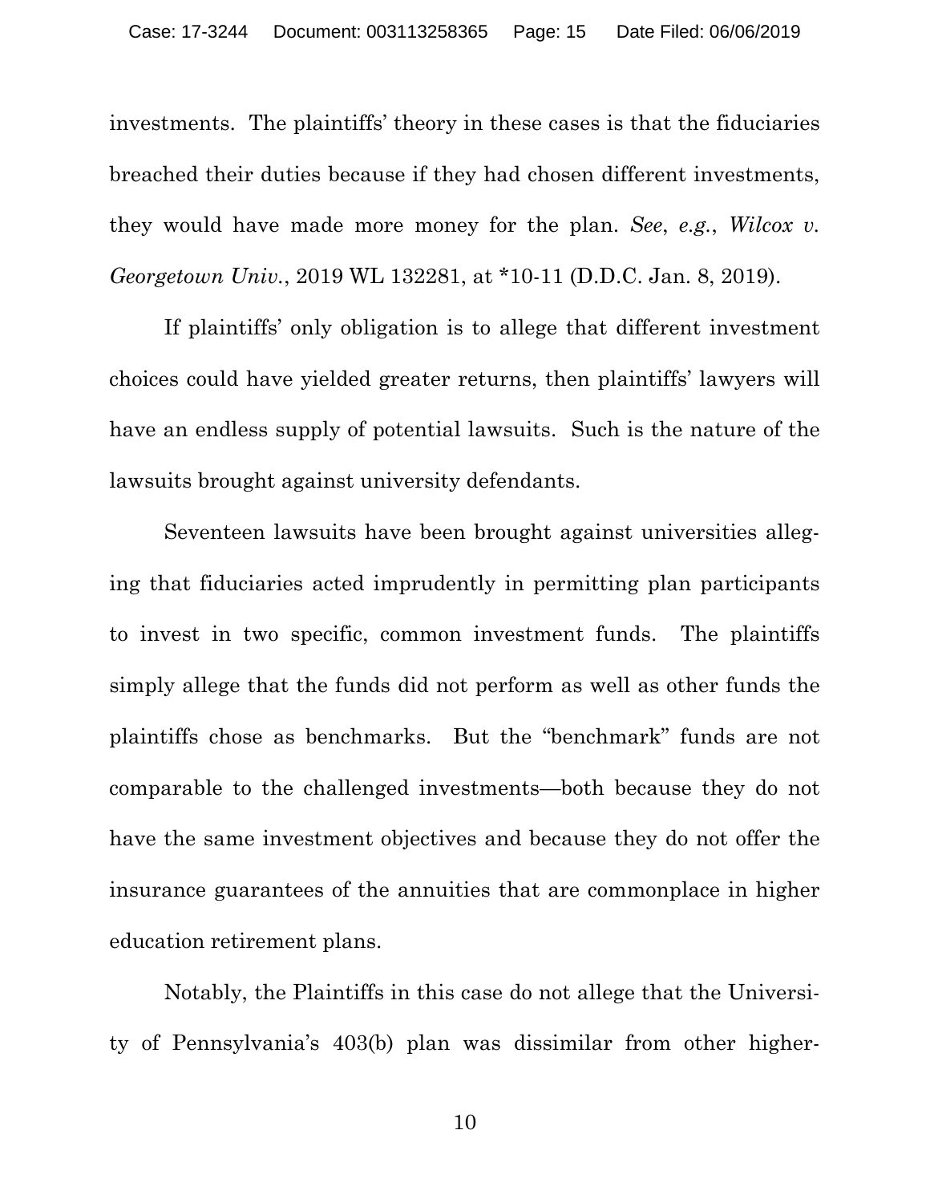investments. The plaintiffs' theory in these cases is that the fiduciaries breached their duties because if they had chosen different investments, they would have made more money for the plan. *See*, *e.g.*, *Wilcox v. Georgetown Univ.*, 2019 WL 132281, at *10-11 (D.D.C. Jan. 8, 2019).

If plaintiffs' only obligation is to allege that different investment choices could have yielded greater returns, then plaintiffs' lawyers will have an endless supply of potential lawsuits. Such is the nature of the lawsuits brought against university defendants.

Seventeen lawsuits have been brought against universities alleging that fiduciaries acted imprudently in permitting plan participants to invest in two specific, common investment funds. The plaintiffs simply allege that the funds did not perform as well as other funds the plaintiffs chose as benchmarks. But the "benchmark" funds are not comparable to the challenged investments—both because they do not have the same investment objectives and because they do not offer the insurance guarantees of the annuities that are commonplace in higher education retirement plans.

Notably, the Plaintiffs in this case do not allege that the University of Pennsylvania's 403(b) plan was dissimilar from other higher-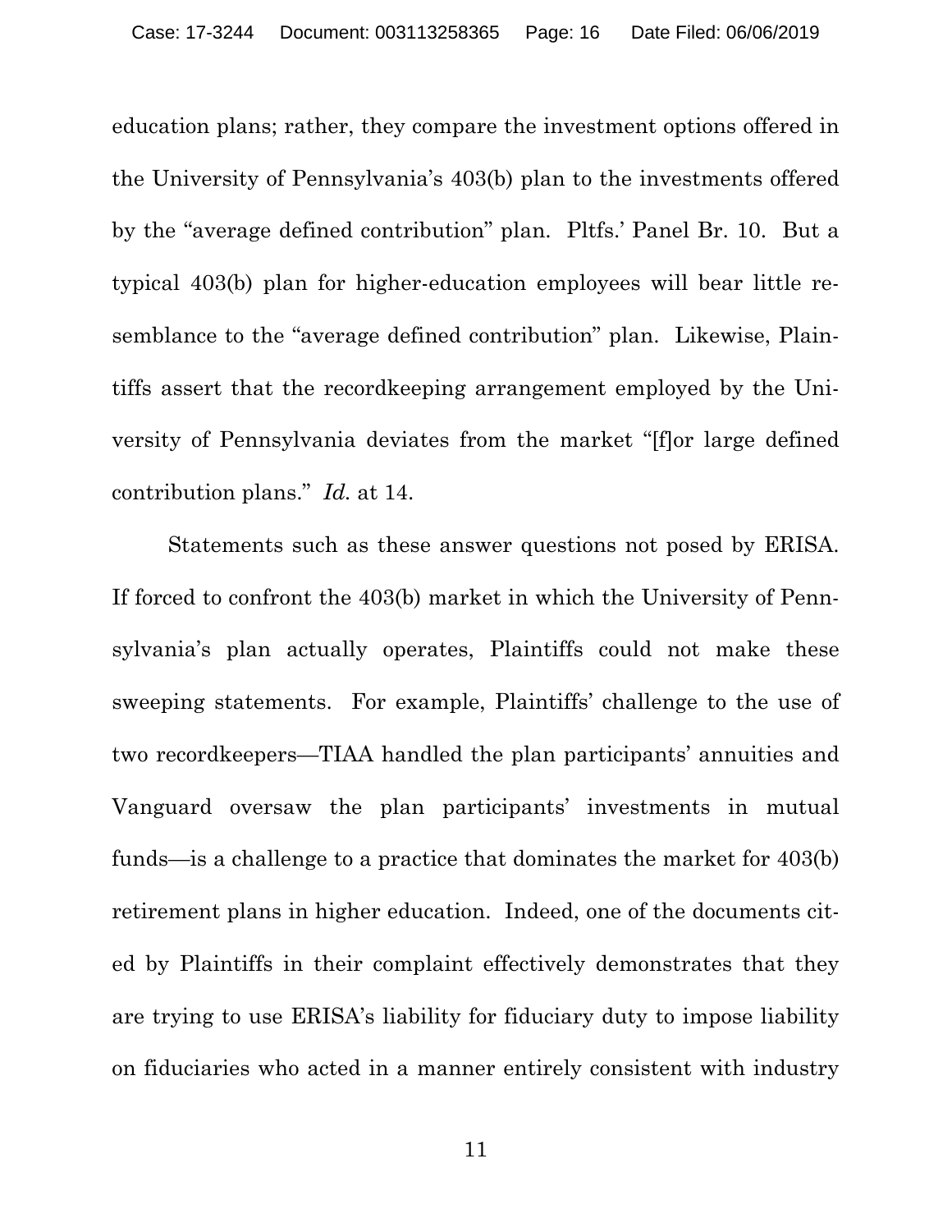education plans; rather, they compare the investment options offered in the University of Pennsylvania's 403(b) plan to the investments offered by the "average defined contribution" plan. Pltfs.' Panel Br. 10. But a typical 403(b) plan for higher-education employees will bear little resemblance to the "average defined contribution" plan. Likewise, Plaintiffs assert that the recordkeeping arrangement employed by the University of Pennsylvania deviates from the market "[f]or large defined contribution plans." *Id.* at 14.

Statements such as these answer questions not posed by ERISA. If forced to confront the 403(b) market in which the University of Pennsylvania's plan actually operates, Plaintiffs could not make these sweeping statements. For example, Plaintiffs' challenge to the use of two recordkeepers—TIAA handled the plan participants' annuities and Vanguard oversaw the plan participants' investments in mutual funds—is a challenge to a practice that dominates the market for 403(b) retirement plans in higher education. Indeed, one of the documents cited by Plaintiffs in their complaint effectively demonstrates that they are trying to use ERISA's liability for fiduciary duty to impose liability on fiduciaries who acted in a manner entirely consistent with industry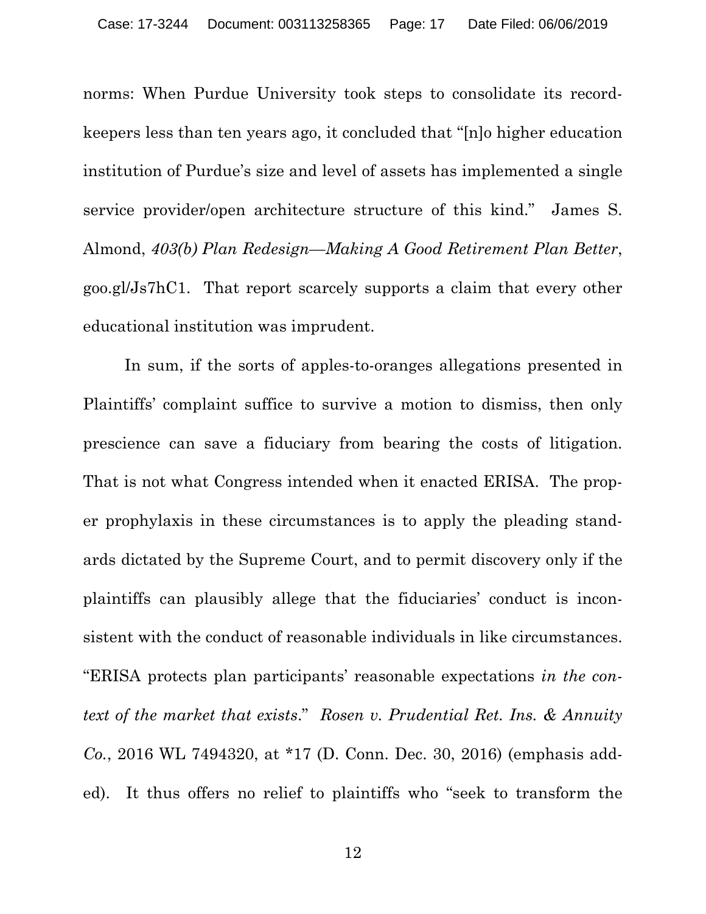norms: When Purdue University took steps to consolidate its record-keepers less than ten years ago, it concluded that "[n]o higher education institution of Purdue's size and level of assets has implemented a single service provider/open architecture structure of this kind." James S. Almond, *403(b) Plan Redesign—Making A Good Retirement Plan Better*, goo.gl/Js7hC1. That report scarcely supports a claim that every other educational institution was imprudent.

In sum, if the sorts of apples-to-oranges allegations presented in Plaintiffs' complaint suffice to survive a motion to dismiss, then only prescience can save a fiduciary from bearing the costs of litigation. That is not what Congress intended when it enacted ERISA. The proper prophylaxis in these circumstances is to apply the pleading standards dictated by the Supreme Court, and to permit discovery only if the plaintiffs can plausibly allege that the fiduciaries' conduct is inconsistent with the conduct of reasonable individuals in like circumstances. "ERISA protects plan participants' reasonable expectations *in the context of the market that exists*." *Rosen v. Prudential Ret. Ins. & Annuity Co.*, 2016 WL 7494320, at *17 (D. Conn. Dec. 30, 2016) (emphasis added). It thus offers no relief to plaintiffs who "seek to transform the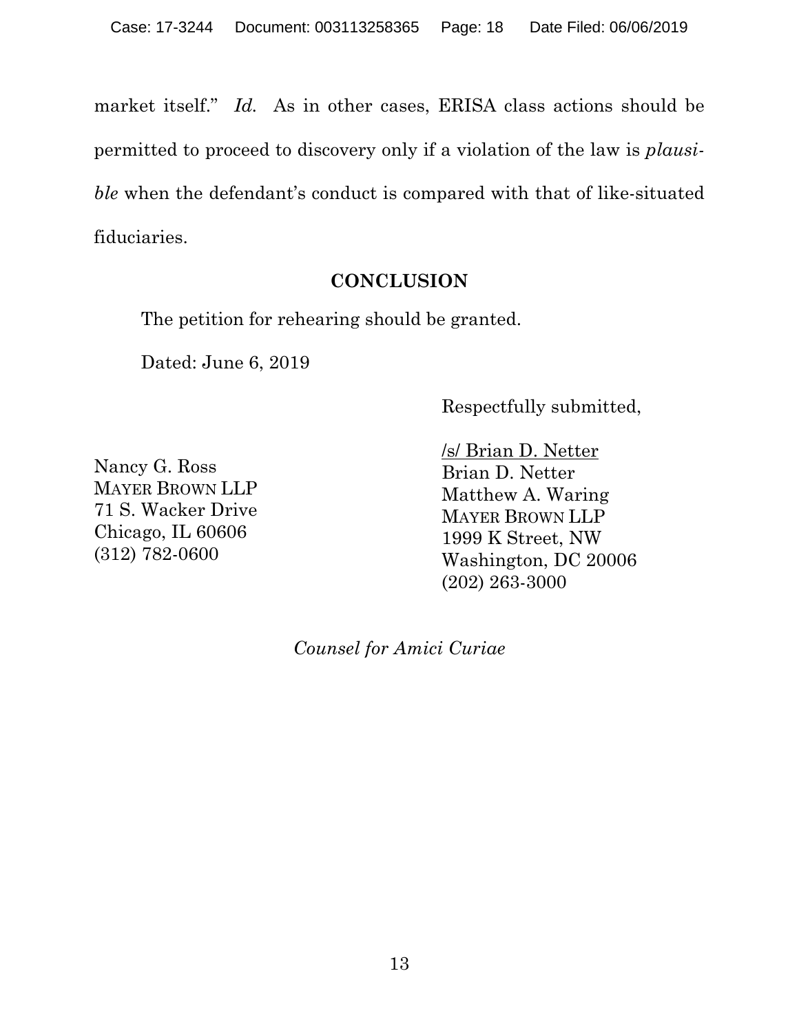market itself." *Id.* As in other cases, ERISA class actions should be permitted to proceed to discovery only if a violation of the law is *plausible* when the defendant's conduct is compared with that of like-situated fiduciaries.

## CONCLUSION

The petition for rehearing should be granted.

Dated: June 6, 2019

Respectfully submitted,

/s/ Brian D. Netter
Brian D. Netter
Matthew A. Waring
MAYER BROWN LLP
1999 K Street, NW
Washington, DC 20006
(202) 263-3000

Nancy G. Ross
MAYER BROWN LLP
71 S. Wacker Drive
Chicago, IL 60606
(312) 782-0600

*Counsel for Amici Curiae*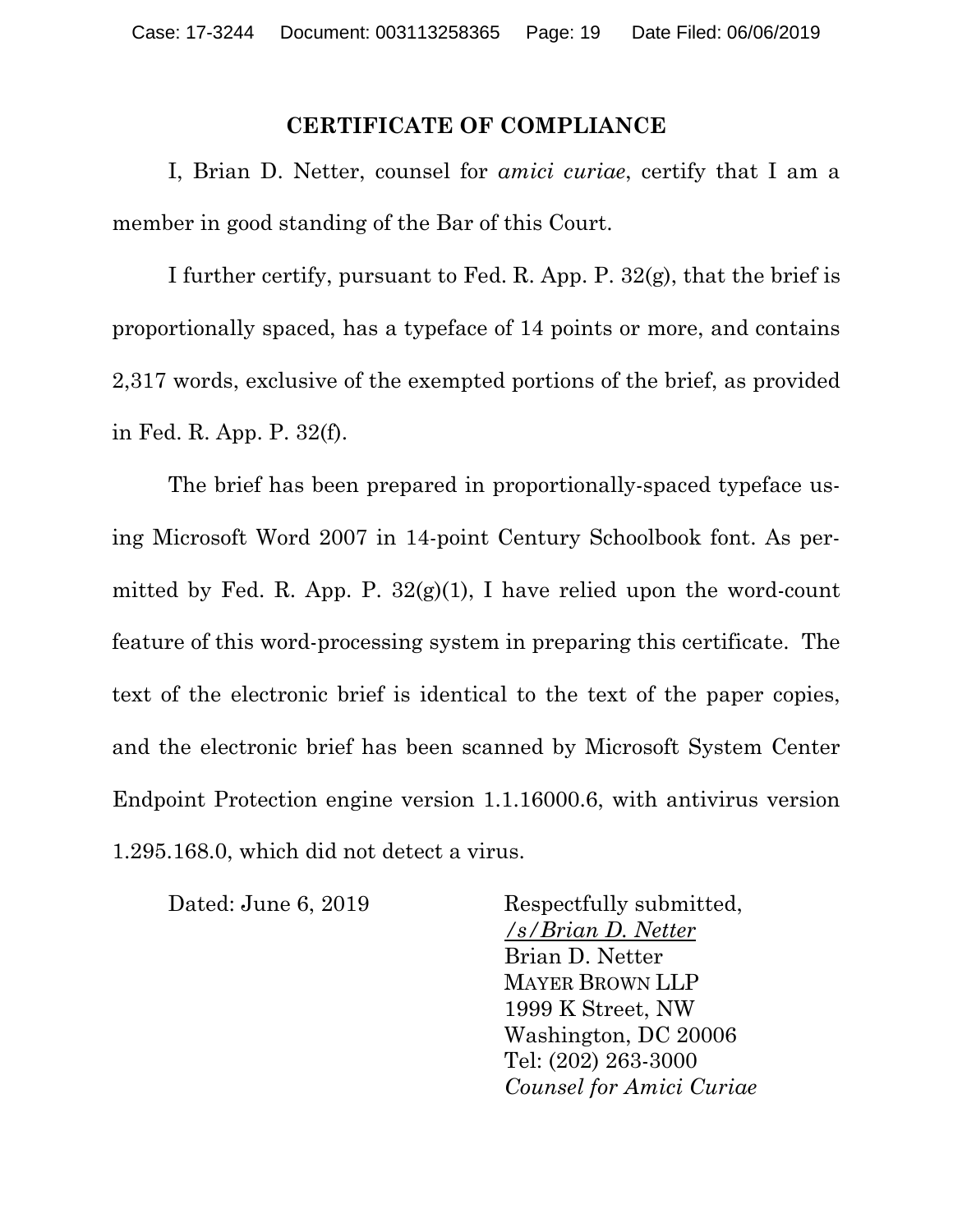**CERTIFICATE OF COMPLIANCE**

I, Brian D. Netter, counsel for *amici curiae*, certify that I am a member in good standing of the Bar of this Court.

I further certify, pursuant to Fed. R. App. P. 32(g), that the brief is proportionally spaced, has a typeface of 14 points or more, and contains 2,317 words, exclusive of the exempted portions of the brief, as provided in Fed. R. App. P. 32(f).

The brief has been prepared in proportionally-spaced typeface using Microsoft Word 2007 in 14-point Century Schoolbook font. As permitted by Fed. R. App. P. 32(g)(1), I have relied upon the word-count feature of this word-processing system in preparing this certificate. The text of the electronic brief is identical to the text of the paper copies, and the electronic brief has been scanned by Microsoft System Center Endpoint Protection engine version 1.1.16000.6, with antivirus version 1.295.168.0, which did not detect a virus.

Dated: June 6, 2019

Respectfully submitted,
/s/*Brian D. Netter*
Brian D. Netter
MAYER BROWN LLP
1999 K Street, NW
Washington, DC 20006
Tel: (202) 263-3000
*Counsel for Amici Curiae*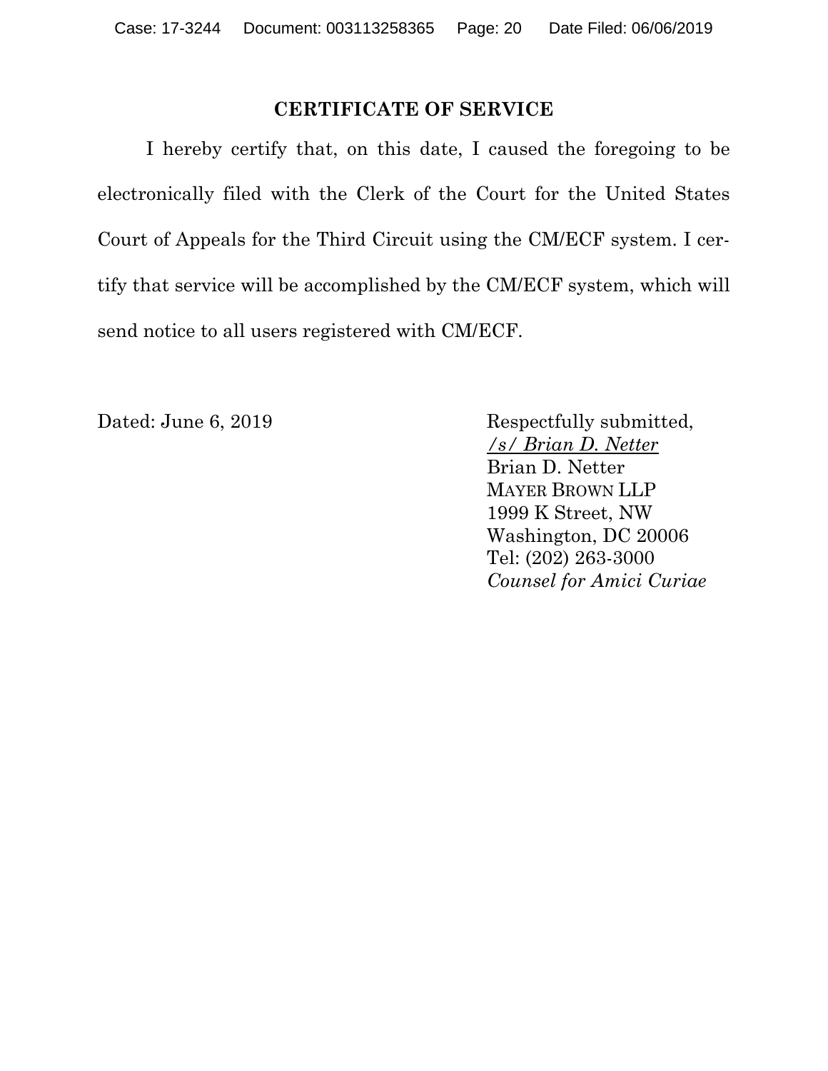## CERTIFICATE OF SERVICE

I hereby certify that, on this date, I caused the foregoing to be electronically filed with the Clerk of the Court for the United States Court of Appeals for the Third Circuit using the CM/ECF system. I certify that service will be accomplished by the CM/ECF system, which will send notice to all users registered with CM/ECF.

Dated: June 6, 2019

Respectfully submitted,
*/s/ Brian D. Netter*
Brian D. Netter
MAYER BROWN LLP
1999 K Street, NW
Washington, DC 20006
Tel: (202) 263-3000
*Counsel for Amici Curiae*